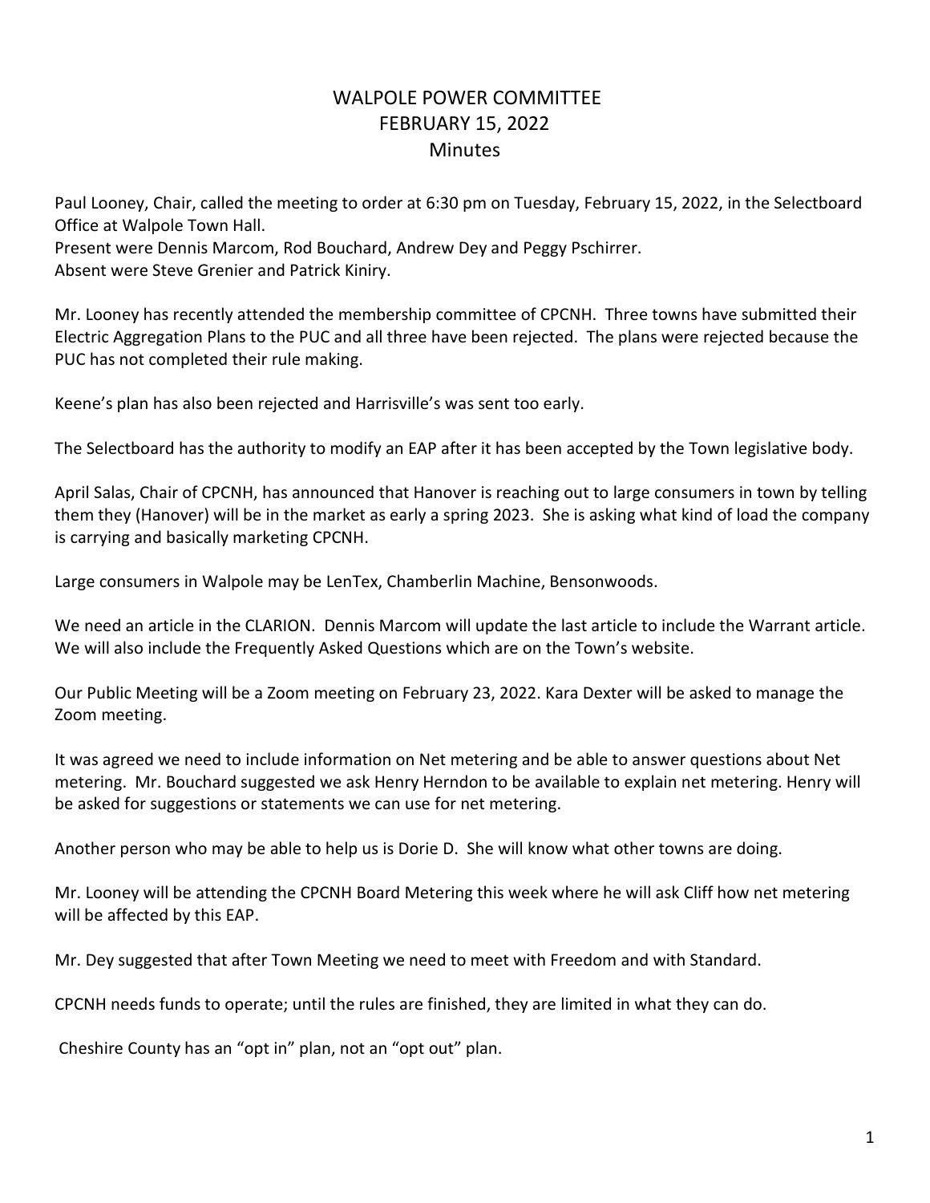# WALPOLE POWER COMMITTEE
## FEBRUARY 15, 2022
## Minutes

Paul Looney, Chair, called the meeting to order at 6:30 pm on Tuesday, February 15, 2022, in the Selectboard Office at Walpole Town Hall.
Present were Dennis Marcom, Rod Bouchard, Andrew Dey and Peggy Pschirrer.
Absent were Steve Grenier and Patrick Kiniry.

Mr. Looney has recently attended the membership committee of CPCNH. Three towns have submitted their Electric Aggregation Plans to the PUC and all three have been rejected. The plans were rejected because the PUC has not completed their rule making.

Keene's plan has also been rejected and Harrisville's was sent too early.

The Selectboard has the authority to modify an EAP after it has been accepted by the Town legislative body.

April Salas, Chair of CPCNH, has announced that Hanover is reaching out to large consumers in town by telling them they (Hanover) will be in the market as early a spring 2023. She is asking what kind of load the company is carrying and basically marketing CPCNH.

Large consumers in Walpole may be LenTex, Chamberlin Machine, Bensonwoods.

We need an article in the CLARION. Dennis Marcom will update the last article to include the Warrant article. We will also include the Frequently Asked Questions which are on the Town's website.

Our Public Meeting will be a Zoom meeting on February 23, 2022. Kara Dexter will be asked to manage the Zoom meeting.

It was agreed we need to include information on Net metering and be able to answer questions about Net metering. Mr. Bouchard suggested we ask Henry Herndon to be available to explain net metering. Henry will be asked for suggestions or statements we can use for net metering.

Another person who may be able to help us is Dorie D. She will know what other towns are doing.

Mr. Looney will be attending the CPCNH Board Metering this week where he will ask Cliff how net metering will be affected by this EAP.

Mr. Dey suggested that after Town Meeting we need to meet with Freedom and with Standard.

CPCNH needs funds to operate; until the rules are finished, they are limited in what they can do.

Cheshire County has an "opt in" plan, not an "opt out" plan.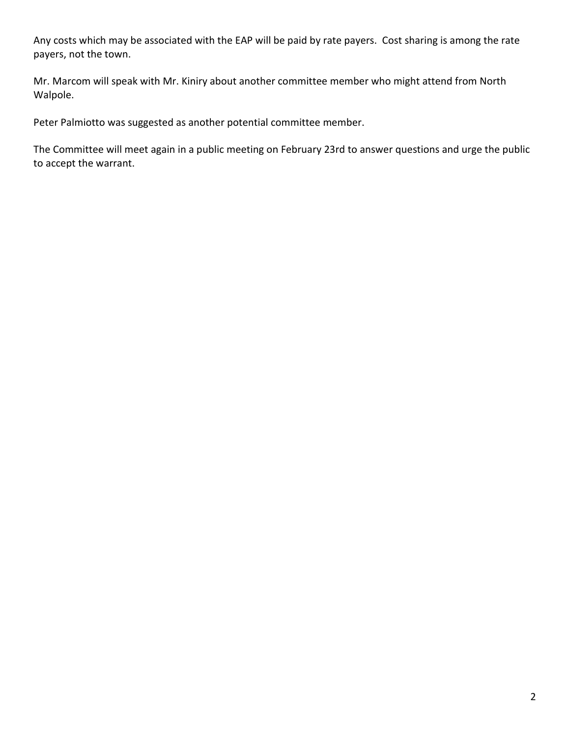Any costs which may be associated with the EAP will be paid by rate payers. Cost sharing is among the rate payers, not the town.

Mr. Marcom will speak with Mr. Kiniry about another committee member who might attend from North Walpole.

Peter Palmiotto was suggested as another potential committee member.

The Committee will meet again in a public meeting on February 23rd to answer questions and urge the public to accept the warrant.